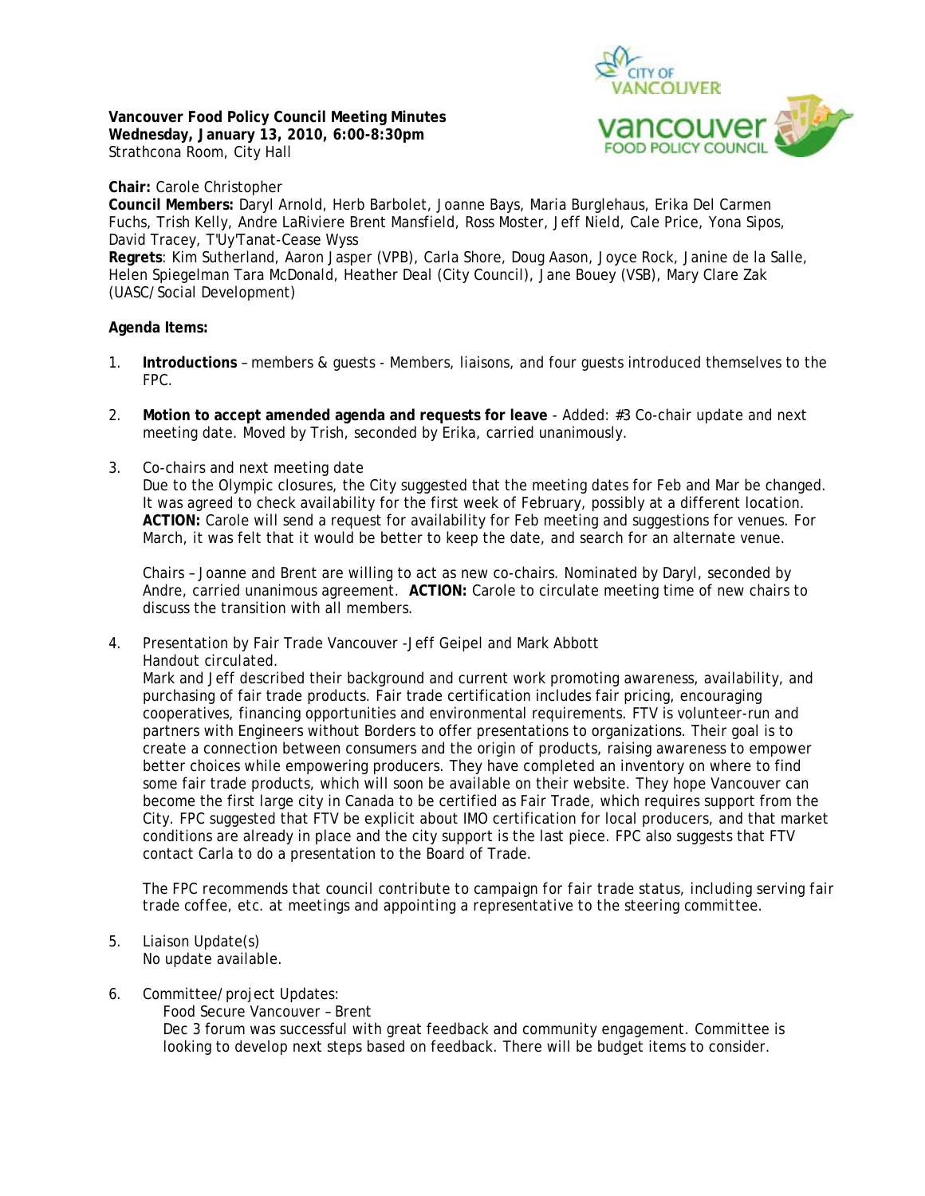**Vancouver Food Policy Council Meeting Minutes**
**Wednesday, January 13, 2010, 6:00-8:30pm**
Strathcona Room, City Hall

**Chair:** Carole Christopher
**Council Members:** Daryl Arnold, Herb Barbolet, Joanne Bays, Maria Burglehaus, Erika Del Carmen Fuchs, Trish Kelly, Andre LaRiviere Brent Mansfield, Ross Moster, Jeff Nield, Cale Price, Yona Sipos, David Tracey, T'Uy'Tanat-Cease Wyss
**Regrets**: Kim Sutherland, Aaron Jasper (VPB), Carla Shore, Doug Aason, Joyce Rock, Janine de la Salle, Helen Spiegelman Tara McDonald, Heather Deal (City Council), Jane Bouey (VSB), Mary Clare Zak (UASC/Social Development)

**Agenda Items:**

1. **Introductions** – members & guests - Members, liaisons, and four guests introduced themselves to the FPC.

2. **Motion to accept amended agenda and requests for leave** - Added: #3 Co-chair update and next meeting date. Moved by Trish, seconded by Erika, carried unanimously.

3. Co-chairs and next meeting date
   Due to the Olympic closures, the City suggested that the meeting dates for Feb and Mar be changed. It was agreed to check availability for the first week of February, possibly at a different location. **ACTION:** Carole will send a request for availability for Feb meeting and suggestions for venues. For March, it was felt that it would be better to keep the date, and search for an alternate venue.

   Chairs – Joanne and Brent are willing to act as new co-chairs. Nominated by Daryl, seconded by Andre, carried unanimous agreement. **ACTION:** Carole to circulate meeting time of new chairs to discuss the transition with all members.

4. Presentation by Fair Trade Vancouver -Jeff Geipel and Mark Abbott
   Handout circulated.
   Mark and Jeff described their background and current work promoting awareness, availability, and purchasing of fair trade products. Fair trade certification includes fair pricing, encouraging cooperatives, financing opportunities and environmental requirements. FTV is volunteer-run and partners with Engineers without Borders to offer presentations to organizations. Their goal is to create a connection between consumers and the origin of products, raising awareness to empower better choices while empowering producers. They have completed an inventory on where to find some fair trade products, which will soon be available on their website. They hope Vancouver can become the first large city in Canada to be certified as Fair Trade, which requires support from the City. FPC suggested that FTV be explicit about IMO certification for local producers, and that market conditions are already in place and the city support is the last piece. FPC also suggests that FTV contact Carla to do a presentation to the Board of Trade.

   *The FPC recommends that council contribute to campaign for fair trade status, including serving fair trade coffee, etc. at meetings and appointing a representative to the steering committee.*

5. Liaison Update(s)
   No update available.

6. Committee/project Updates:
   Food Secure Vancouver – Brent
   Dec 3 forum was successful with great feedback and community engagement. Committee is looking to develop next steps based on feedback. There will be budget items to consider.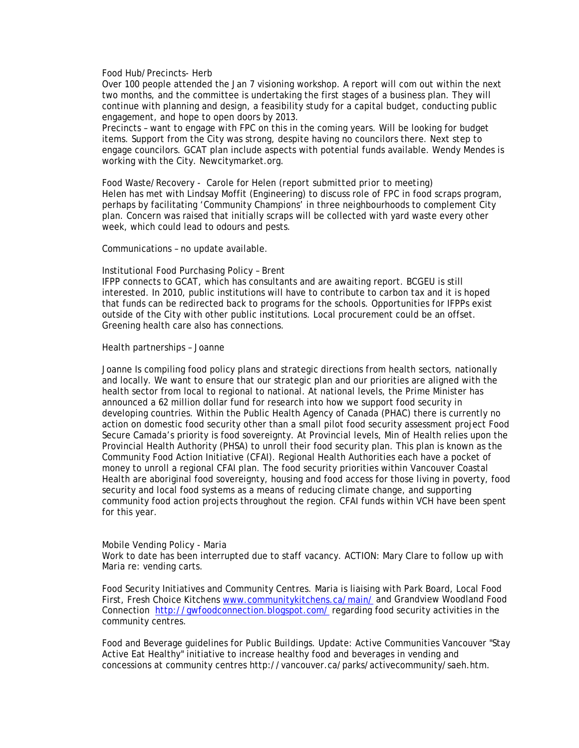Food Hub/Precincts- Herb

Over 100 people attended the Jan 7 visioning workshop. A report will com out within the next two months, and the committee is undertaking the first stages of a business plan. They will continue with planning and design, a feasibility study for a capital budget, conducting public engagement, and hope to open doors by 2013.

Precincts – want to engage with FPC on this in the coming years. Will be looking for budget items. Support from the City was strong, despite having no councilors there. Next step to engage councilors. GCAT plan include aspects with potential funds available. Wendy Mendes is working with the City. Newcitymarket.org.

Food Waste/Recovery - Carole for Helen *(report submitted prior to meeting)*

Helen has met with Lindsay Moffit (Engineering) to discuss role of FPC in food scraps program, perhaps by facilitating 'Community Champions' in three neighbourhoods to complement City plan. Concern was raised that initially scraps will be collected with yard waste every other week, which could lead to odours and pests.

Communications – no update available.

Institutional Food Purchasing Policy – Brent

IFPP connects to GCAT, which has consultants and are awaiting report. BCGEU is still interested. In 2010, public institutions will have to contribute to carbon tax and it is hoped that funds can be redirected back to programs for the schools. Opportunities for IFPPs exist outside of the City with other public institutions. Local procurement could be an offset. Greening health care also has connections.

Health partnerships – Joanne

Joanne Is compiling food policy plans and strategic directions from health sectors, nationally and locally. We want to ensure that our strategic plan and our priorities are aligned with the health sector from local to regional to national. At national levels, the Prime Minister has announced a 62 million dollar fund for research into how we support food security in developing countries. Within the Public Health Agency of Canada (PHAC) there is currently no action on domestic food security other than a small pilot food security assessment project Food Secure Camada's priority is food sovereignty. At Provincial levels, Min of Health relies upon the Provincial Health Authority (PHSA) to unroll their food security plan. This plan is known as the Community Food Action Initiative (CFAI). Regional Health Authorities each have a pocket of money to unroll a regional CFAI plan. The food security priorities within Vancouver Coastal Health are aboriginal food sovereignty, housing and food access for those living in poverty, food security and local food systems as a means of reducing climate change, and supporting community food action projects throughout the region. CFAI funds within VCH have been spent for this year.

Mobile Vending Policy - Maria

Work to date has been interrupted due to staff vacancy. ACTION: Mary Clare to follow up with Maria re: vending carts.

Food Security Initiatives and Community Centres. Maria is liaising with Park Board, Local Food First, Fresh Choice Kitchens www.communitykitchens.ca/main/ and Grandview Woodland Food Connection http://gwfoodconnection.blogspot.com/ regarding food security activities in the community centres.

Food and Beverage guidelines for Public Buildings. Update: Active Communities Vancouver "Stay Active Eat Healthy" initiative to increase healthy food and beverages in vending and concessions at community centres http://vancouver.ca/parks/activecommunity/saeh.htm.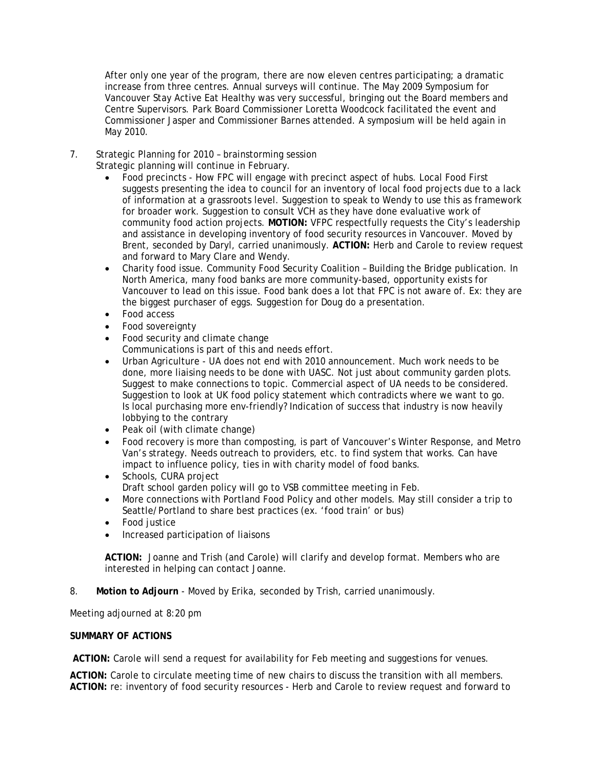After only one year of the program, there are now eleven centres participating; a dramatic increase from three centres. Annual surveys will continue. The May 2009 Symposium for Vancouver Stay Active Eat Healthy was very successful, bringing out the Board members and Centre Supervisors. Park Board Commissioner Loretta Woodcock facilitated the event and Commissioner Jasper and Commissioner Barnes attended. A symposium will be held again in May 2010.

7. Strategic Planning for 2010 – brainstorming session
   Strategic planning will continue in February.
   - Food precincts - How FPC will engage with precinct aspect of hubs. Local Food First suggests presenting the idea to council for an inventory of local food projects due to a lack of information at a grassroots level. Suggestion to speak to Wendy to use this as framework for broader work. Suggestion to consult VCH as they have done evaluative work of community food action projects. **MOTION:** VFPC respectfully requests the City's leadership and assistance in developing inventory of food security resources in Vancouver. Moved by Brent, seconded by Daryl, carried unanimously. **ACTION:** Herb and Carole to review request and forward to Mary Clare and Wendy.
   - Charity food issue. Community Food Security Coalition – Building the Bridge publication. In North America, many food banks are more community-based, opportunity exists for Vancouver to lead on this issue. Food bank does a lot that FPC is not aware of. Ex: they are the biggest purchaser of eggs. Suggestion for Doug do a presentation.
   - Food access
   - Food sovereignty
   - Food security and climate change
     Communications is part of this and needs effort.
   - Urban Agriculture - UA does not end with 2010 announcement. Much work needs to be done, more liaising needs to be done with UASC. Not just about community garden plots. Suggest to make connections to topic. Commercial aspect of UA needs to be considered. Suggestion to look at UK food policy statement which contradicts where we want to go. Is local purchasing more env-friendly? Indication of success that industry is now heavily lobbying to the contrary
   - Peak oil (with climate change)
   - Food recovery is more than composting, is part of Vancouver's Winter Response, and Metro Van's strategy. Needs outreach to providers, etc. to find system that works. Can have impact to influence policy, ties in with charity model of food banks.
   - Schools, CURA project
     Draft school garden policy will go to VSB committee meeting in Feb.
   - More connections with Portland Food Policy and other models. May still consider a trip to Seattle/Portland to share best practices (ex. 'food train' or bus)
   - Food justice
   - Increased participation of liaisons

   **ACTION:** Joanne and Trish (and Carole) will clarify and develop format. Members who are interested in helping can contact Joanne.

8. **Motion to Adjourn** - Moved by Erika, seconded by Trish, carried unanimously.

Meeting adjourned at 8:20 pm

**SUMMARY OF ACTIONS**

**ACTION:** Carole will send a request for availability for Feb meeting and suggestions for venues.

**ACTION:** Carole to circulate meeting time of new chairs to discuss the transition with all members.
**ACTION:** re: inventory of food security resources - Herb and Carole to review request and forward to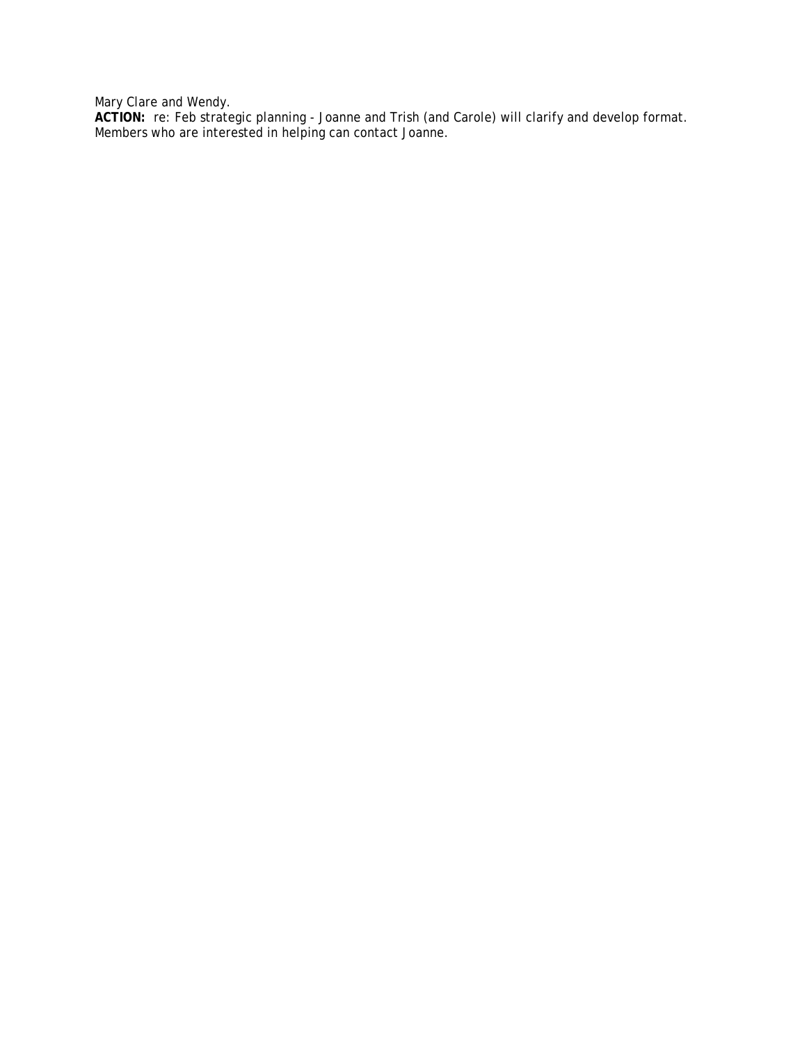Mary Clare and Wendy.
**ACTION:** re: Feb strategic planning - Joanne and Trish (and Carole) will clarify and develop format. Members who are interested in helping can contact Joanne.